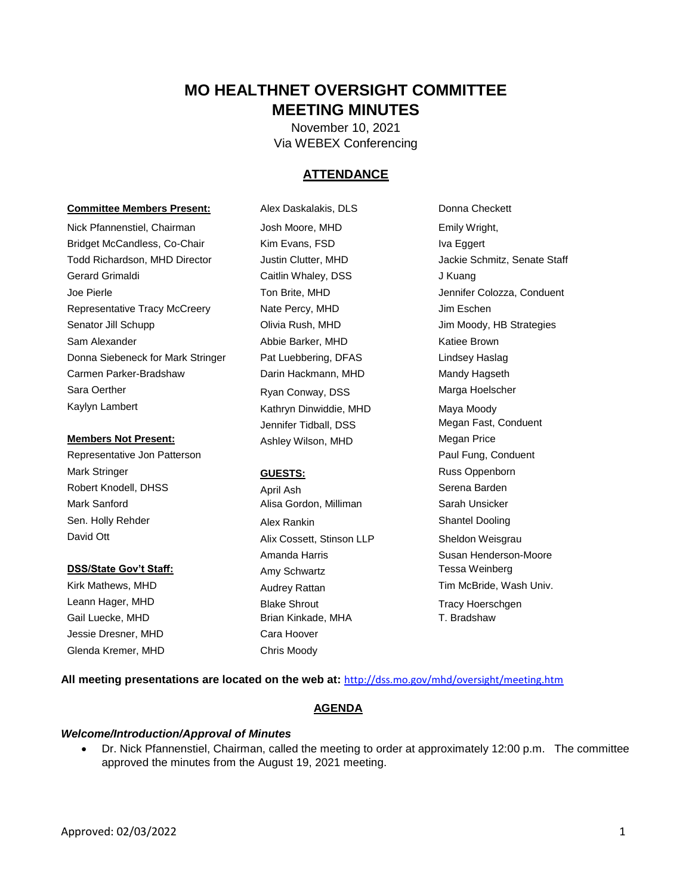# MO HEALTHNET OVERSIGHT COMMITTEE
# MEETING MINUTES

November 10, 2021
Via WEBEX Conferencing

## ATTENDANCE

**Committee Members Present:**

Nick Pfannenstiel, Chairman
Bridget McCandless, Co-Chair
Todd Richardson, MHD Director
Gerard Grimaldi
Joe Pierle
Representative Tracy McCreery
Senator Jill Schupp
Sam Alexander
Donna Siebeneck for Mark Stringer
Carmen Parker-Bradshaw
Sara Oerther
Kaylyn Lambert

**Members Not Present:**

Representative Jon Patterson
Mark Stringer
Robert Knodell, DHSS
Mark Sanford
Sen. Holly Rehder
David Ott

**DSS/State Gov't Staff:**

Kirk Mathews, MHD
Leann Hager, MHD
Gail Luecke, MHD
Jessie Dresner, MHD
Glenda Kremer, MHD
Alex Daskalakis, DLS
Josh Moore, MHD
Kim Evans, FSD
Justin Clutter, MHD
Caitlin Whaley, DSS
Ton Brite, MHD
Nate Percy, MHD
Olivia Rush, MHD
Abbie Barker, MHD
Pat Luebbering, DFAS
Darin Hackmann, MHD
Ryan Conway, DSS
Kathryn Dinwiddie, MHD
Jennifer Tidball, DSS
Ashley Wilson, MHD

**GUESTS:**

April Ash
Alisa Gordon, Milliman
Alex Rankin
Alix Cossett, Stinson LLP
Amanda Harris
Amy Schwartz
Audrey Rattan
Blake Shrout
Brian Kinkade, MHA
Cara Hoover
Chris Moody
Donna Checkett
Emily Wright,
Iva Eggert
Jackie Schmitz, Senate Staff
J Kuang
Jennifer Colozza, Conduent
Jim Eschen
Jim Moody, HB Strategies
Katiee Brown
Lindsey Haslag
Mandy Hagseth
Marga Hoelscher
Maya Moody
Megan Fast, Conduent
Megan Price
Paul Fung, Conduent
Russ Oppenborn
Serena Barden
Sarah Unsicker
Shantel Dooling
Sheldon Weisgrau
Susan Henderson-Moore
Tessa Weinberg
Tim McBride, Wash Univ.
Tracy Hoerschgen
T. Bradshaw

**All meeting presentations are located on the web at:** http://dss.mo.gov/mhd/oversight/meeting.htm

## AGENDA

### *Welcome/Introduction/Approval of Minutes*

- Dr. Nick Pfannenstiel, Chairman, called the meeting to order at approximately 12:00 p.m. The committee approved the minutes from the August 19, 2021 meeting.

Approved: 02/03/2022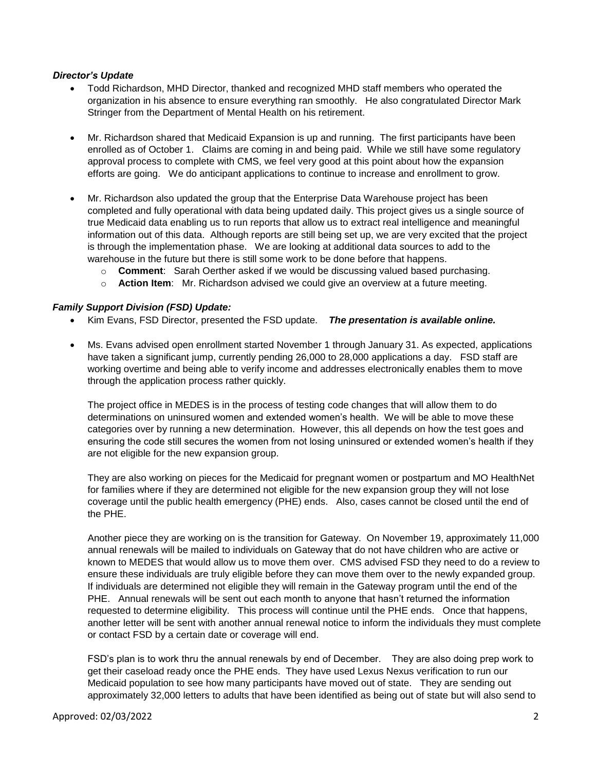***Director's Update***

- Todd Richardson, MHD Director, thanked and recognized MHD staff members who operated the organization in his absence to ensure everything ran smoothly. He also congratulated Director Mark Stringer from the Department of Mental Health on his retirement.

- Mr. Richardson shared that Medicaid Expansion is up and running. The first participants have been enrolled as of October 1. Claims are coming in and being paid. While we still have some regulatory approval process to complete with CMS, we feel very good at this point about how the expansion efforts are going. We do anticipant applications to continue to increase and enrollment to grow.

- Mr. Richardson also updated the group that the Enterprise Data Warehouse project has been completed and fully operational with data being updated daily. This project gives us a single source of true Medicaid data enabling us to run reports that allow us to extract real intelligence and meaningful information out of this data. Although reports are still being set up, we are very excited that the project is through the implementation phase. We are looking at additional data sources to add to the warehouse in the future but there is still some work to be done before that happens.
  - **Comment**: Sarah Oerther asked if we would be discussing valued based purchasing.
  - **Action Item**: Mr. Richardson advised we could give an overview at a future meeting.

***Family Support Division (FSD) Update:***

- Kim Evans, FSD Director, presented the FSD update. ***The presentation is available online.***

- Ms. Evans advised open enrollment started November 1 through January 31. As expected, applications have taken a significant jump, currently pending 26,000 to 28,000 applications a day. FSD staff are working overtime and being able to verify income and addresses electronically enables them to move through the application process rather quickly.

  The project office in MEDES is in the process of testing code changes that will allow them to do determinations on uninsured women and extended women's health. We will be able to move these categories over by running a new determination. However, this all depends on how the test goes and ensuring the code still secures the women from not losing uninsured or extended women's health if they are not eligible for the new expansion group.

  They are also working on pieces for the Medicaid for pregnant women or postpartum and MO HealthNet for families where if they are determined not eligible for the new expansion group they will not lose coverage until the public health emergency (PHE) ends. Also, cases cannot be closed until the end of the PHE.

  Another piece they are working on is the transition for Gateway. On November 19, approximately 11,000 annual renewals will be mailed to individuals on Gateway that do not have children who are active or known to MEDES that would allow us to move them over. CMS advised FSD they need to do a review to ensure these individuals are truly eligible before they can move them over to the newly expanded group. If individuals are determined not eligible they will remain in the Gateway program until the end of the PHE. Annual renewals will be sent out each month to anyone that hasn't returned the information requested to determine eligibility. This process will continue until the PHE ends. Once that happens, another letter will be sent with another annual renewal notice to inform the individuals they must complete or contact FSD by a certain date or coverage will end.

  FSD's plan is to work thru the annual renewals by end of December. They are also doing prep work to get their caseload ready once the PHE ends. They have used Lexus Nexus verification to run our Medicaid population to see how many participants have moved out of state. They are sending out approximately 32,000 letters to adults that have been identified as being out of state but will also send to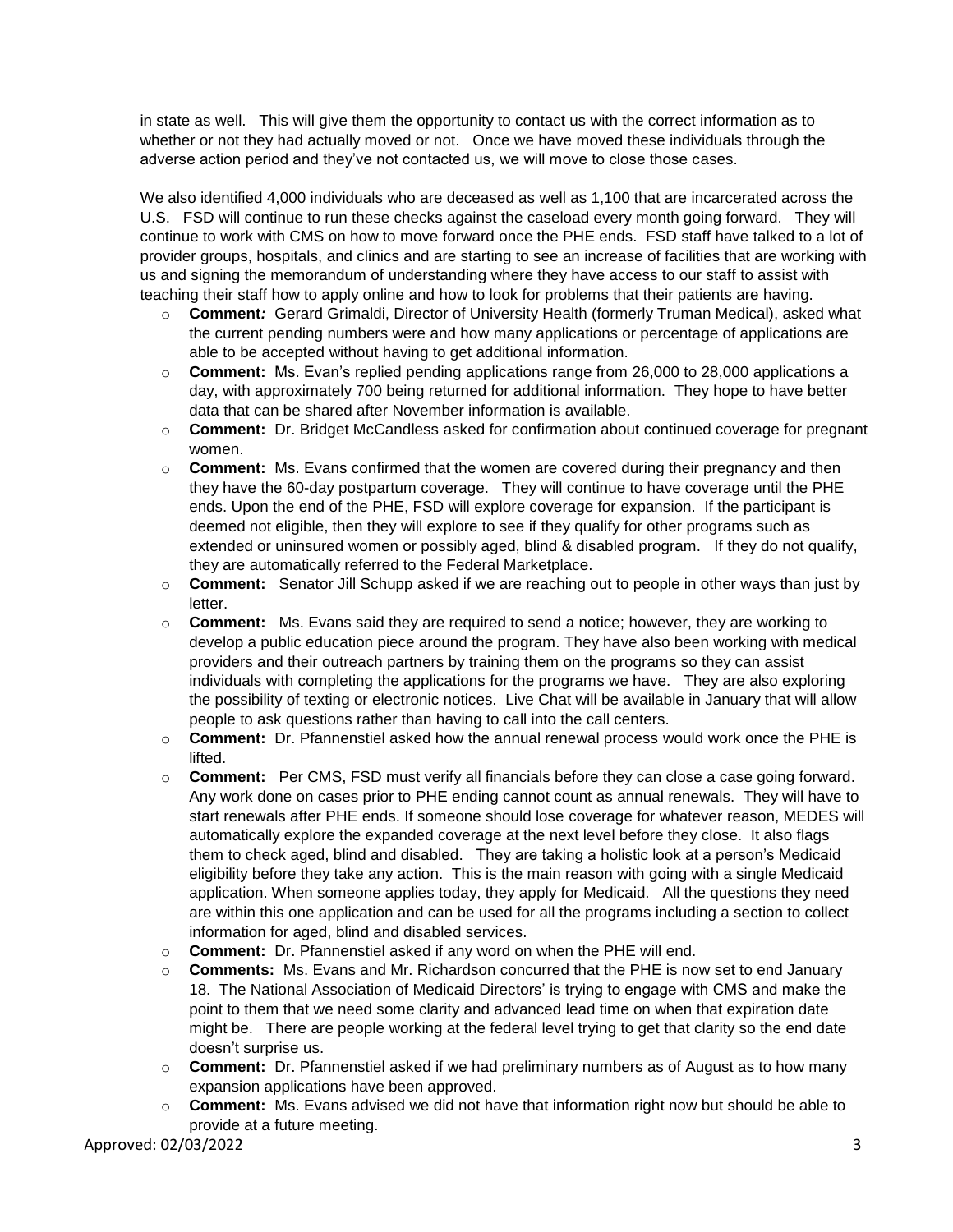in state as well. This will give them the opportunity to contact us with the correct information as to whether or not they had actually moved or not. Once we have moved these individuals through the adverse action period and they've not contacted us, we will move to close those cases.

We also identified 4,000 individuals who are deceased as well as 1,100 that are incarcerated across the U.S. FSD will continue to run these checks against the caseload every month going forward. They will continue to work with CMS on how to move forward once the PHE ends. FSD staff have talked to a lot of provider groups, hospitals, and clinics and are starting to see an increase of facilities that are working with us and signing the memorandum of understanding where they have access to our staff to assist with teaching their staff how to apply online and how to look for problems that their patients are having.

- **Comment:** Gerard Grimaldi, Director of University Health (formerly Truman Medical), asked what the current pending numbers were and how many applications or percentage of applications are able to be accepted without having to get additional information.
- **Comment:** Ms. Evan's replied pending applications range from 26,000 to 28,000 applications a day, with approximately 700 being returned for additional information. They hope to have better data that can be shared after November information is available.
- **Comment:** Dr. Bridget McCandless asked for confirmation about continued coverage for pregnant women.
- **Comment:** Ms. Evans confirmed that the women are covered during their pregnancy and then they have the 60-day postpartum coverage. They will continue to have coverage until the PHE ends. Upon the end of the PHE, FSD will explore coverage for expansion. If the participant is deemed not eligible, then they will explore to see if they qualify for other programs such as extended or uninsured women or possibly aged, blind & disabled program. If they do not qualify, they are automatically referred to the Federal Marketplace.
- **Comment:** Senator Jill Schupp asked if we are reaching out to people in other ways than just by letter.
- **Comment:** Ms. Evans said they are required to send a notice; however, they are working to develop a public education piece around the program. They have also been working with medical providers and their outreach partners by training them on the programs so they can assist individuals with completing the applications for the programs we have. They are also exploring the possibility of texting or electronic notices. Live Chat will be available in January that will allow people to ask questions rather than having to call into the call centers.
- **Comment:** Dr. Pfannenstiel asked how the annual renewal process would work once the PHE is lifted.
- **Comment:** Per CMS, FSD must verify all financials before they can close a case going forward. Any work done on cases prior to PHE ending cannot count as annual renewals. They will have to start renewals after PHE ends. If someone should lose coverage for whatever reason, MEDES will automatically explore the expanded coverage at the next level before they close. It also flags them to check aged, blind and disabled. They are taking a holistic look at a person's Medicaid eligibility before they take any action. This is the main reason with going with a single Medicaid application. When someone applies today, they apply for Medicaid. All the questions they need are within this one application and can be used for all the programs including a section to collect information for aged, blind and disabled services.
- **Comment:** Dr. Pfannenstiel asked if any word on when the PHE will end.
- **Comments:** Ms. Evans and Mr. Richardson concurred that the PHE is now set to end January 18. The National Association of Medicaid Directors' is trying to engage with CMS and make the point to them that we need some clarity and advanced lead time on when that expiration date might be. There are people working at the federal level trying to get that clarity so the end date doesn't surprise us.
- **Comment:** Dr. Pfannenstiel asked if we had preliminary numbers as of August as to how many expansion applications have been approved.
- **Comment:** Ms. Evans advised we did not have that information right now but should be able to provide at a future meeting.

Approved: 02/03/2022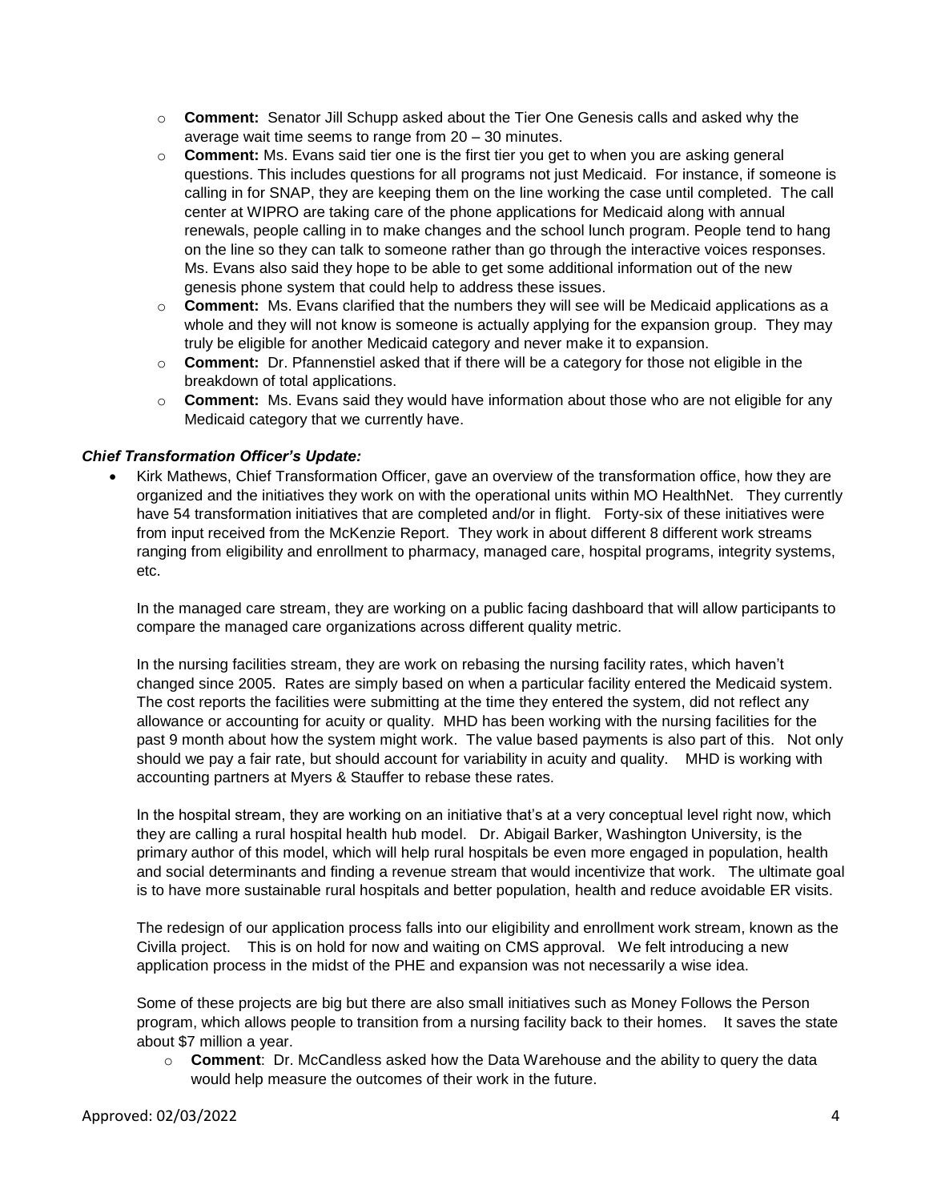- **Comment:** Senator Jill Schupp asked about the Tier One Genesis calls and asked why the average wait time seems to range from 20 – 30 minutes.
- **Comment:** Ms. Evans said tier one is the first tier you get to when you are asking general questions. This includes questions for all programs not just Medicaid. For instance, if someone is calling in for SNAP, they are keeping them on the line working the case until completed. The call center at WIPRO are taking care of the phone applications for Medicaid along with annual renewals, people calling in to make changes and the school lunch program. People tend to hang on the line so they can talk to someone rather than go through the interactive voices responses. Ms. Evans also said they hope to be able to get some additional information out of the new genesis phone system that could help to address these issues.
- **Comment:** Ms. Evans clarified that the numbers they will see will be Medicaid applications as a whole and they will not know is someone is actually applying for the expansion group. They may truly be eligible for another Medicaid category and never make it to expansion.
- **Comment:** Dr. Pfannenstiel asked that if there will be a category for those not eligible in the breakdown of total applications.
- **Comment:** Ms. Evans said they would have information about those who are not eligible for any Medicaid category that we currently have.

***Chief Transformation Officer's Update:***

- Kirk Mathews, Chief Transformation Officer, gave an overview of the transformation office, how they are organized and the initiatives they work on with the operational units within MO HealthNet. They currently have 54 transformation initiatives that are completed and/or in flight. Forty-six of these initiatives were from input received from the McKenzie Report. They work in about different 8 different work streams ranging from eligibility and enrollment to pharmacy, managed care, hospital programs, integrity systems, etc.

  In the managed care stream, they are working on a public facing dashboard that will allow participants to compare the managed care organizations across different quality metric.

  In the nursing facilities stream, they are work on rebasing the nursing facility rates, which haven't changed since 2005. Rates are simply based on when a particular facility entered the Medicaid system. The cost reports the facilities were submitting at the time they entered the system, did not reflect any allowance or accounting for acuity or quality. MHD has been working with the nursing facilities for the past 9 month about how the system might work. The value based payments is also part of this. Not only should we pay a fair rate, but should account for variability in acuity and quality. MHD is working with accounting partners at Myers & Stauffer to rebase these rates.

  In the hospital stream, they are working on an initiative that's at a very conceptual level right now, which they are calling a rural hospital health hub model. Dr. Abigail Barker, Washington University, is the primary author of this model, which will help rural hospitals be even more engaged in population, health and social determinants and finding a revenue stream that would incentivize that work. The ultimate goal is to have more sustainable rural hospitals and better population, health and reduce avoidable ER visits.

  The redesign of our application process falls into our eligibility and enrollment work stream, known as the Civilla project. This is on hold for now and waiting on CMS approval. We felt introducing a new application process in the midst of the PHE and expansion was not necessarily a wise idea.

  Some of these projects are big but there are also small initiatives such as Money Follows the Person program, which allows people to transition from a nursing facility back to their homes. It saves the state about $7 million a year.
  - **Comment**: Dr. McCandless asked how the Data Warehouse and the ability to query the data would help measure the outcomes of their work in the future.

Approved: 02/03/2022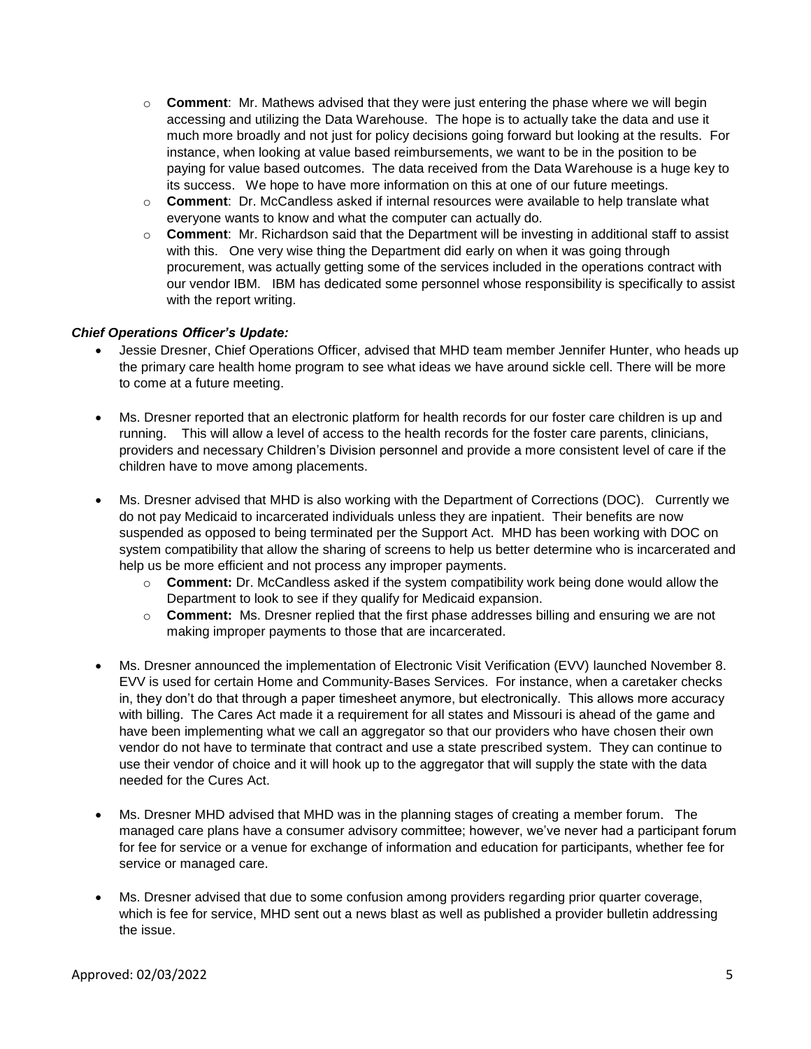- **Comment**: Mr. Mathews advised that they were just entering the phase where we will begin accessing and utilizing the Data Warehouse. The hope is to actually take the data and use it much more broadly and not just for policy decisions going forward but looking at the results. For instance, when looking at value based reimbursements, we want to be in the position to be paying for value based outcomes. The data received from the Data Warehouse is a huge key to its success. We hope to have more information on this at one of our future meetings.
- **Comment**: Dr. McCandless asked if internal resources were available to help translate what everyone wants to know and what the computer can actually do.
- **Comment**: Mr. Richardson said that the Department will be investing in additional staff to assist with this. One very wise thing the Department did early on when it was going through procurement, was actually getting some of the services included in the operations contract with our vendor IBM. IBM has dedicated some personnel whose responsibility is specifically to assist with the report writing.

***Chief Operations Officer's Update:***

- Jessie Dresner, Chief Operations Officer, advised that MHD team member Jennifer Hunter, who heads up the primary care health home program to see what ideas we have around sickle cell. There will be more to come at a future meeting.

- Ms. Dresner reported that an electronic platform for health records for our foster care children is up and running. This will allow a level of access to the health records for the foster care parents, clinicians, providers and necessary Children's Division personnel and provide a more consistent level of care if the children have to move among placements.

- Ms. Dresner advised that MHD is also working with the Department of Corrections (DOC). Currently we do not pay Medicaid to incarcerated individuals unless they are inpatient. Their benefits are now suspended as opposed to being terminated per the Support Act. MHD has been working with DOC on system compatibility that allow the sharing of screens to help us better determine who is incarcerated and help us be more efficient and not process any improper payments.
    - **Comment:** Dr. McCandless asked if the system compatibility work being done would allow the Department to look to see if they qualify for Medicaid expansion.
    - **Comment:** Ms. Dresner replied that the first phase addresses billing and ensuring we are not making improper payments to those that are incarcerated.

- Ms. Dresner announced the implementation of Electronic Visit Verification (EVV) launched November 8. EVV is used for certain Home and Community-Bases Services. For instance, when a caretaker checks in, they don't do that through a paper timesheet anymore, but electronically. This allows more accuracy with billing. The Cares Act made it a requirement for all states and Missouri is ahead of the game and have been implementing what we call an aggregator so that our providers who have chosen their own vendor do not have to terminate that contract and use a state prescribed system. They can continue to use their vendor of choice and it will hook up to the aggregator that will supply the state with the data needed for the Cures Act.

- Ms. Dresner MHD advised that MHD was in the planning stages of creating a member forum. The managed care plans have a consumer advisory committee; however, we've never had a participant forum for fee for service or a venue for exchange of information and education for participants, whether fee for service or managed care.

- Ms. Dresner advised that due to some confusion among providers regarding prior quarter coverage, which is fee for service, MHD sent out a news blast as well as published a provider bulletin addressing the issue.

Approved: 02/03/2022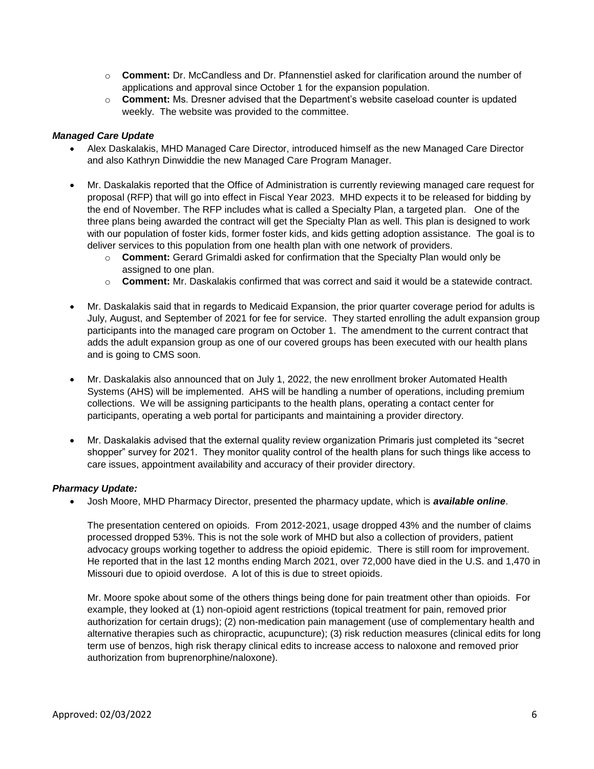- **Comment:** Dr. McCandless and Dr. Pfannenstiel asked for clarification around the number of applications and approval since October 1 for the expansion population.
- **Comment:** Ms. Dresner advised that the Department's website caseload counter is updated weekly. The website was provided to the committee.

***Managed Care Update***

- Alex Daskalakis, MHD Managed Care Director, introduced himself as the new Managed Care Director and also Kathryn Dinwiddie the new Managed Care Program Manager.

- Mr. Daskalakis reported that the Office of Administration is currently reviewing managed care request for proposal (RFP) that will go into effect in Fiscal Year 2023. MHD expects it to be released for bidding by the end of November. The RFP includes what is called a Specialty Plan, a targeted plan. One of the three plans being awarded the contract will get the Specialty Plan as well. This plan is designed to work with our population of foster kids, former foster kids, and kids getting adoption assistance. The goal is to deliver services to this population from one health plan with one network of providers.
  - **Comment:** Gerard Grimaldi asked for confirmation that the Specialty Plan would only be assigned to one plan.
  - **Comment:** Mr. Daskalakis confirmed that was correct and said it would be a statewide contract.

- Mr. Daskalakis said that in regards to Medicaid Expansion, the prior quarter coverage period for adults is July, August, and September of 2021 for fee for service. They started enrolling the adult expansion group participants into the managed care program on October 1. The amendment to the current contract that adds the adult expansion group as one of our covered groups has been executed with our health plans and is going to CMS soon.

- Mr. Daskalakis also announced that on July 1, 2022, the new enrollment broker Automated Health Systems (AHS) will be implemented. AHS will be handling a number of operations, including premium collections. We will be assigning participants to the health plans, operating a contact center for participants, operating a web portal for participants and maintaining a provider directory.

- Mr. Daskalakis advised that the external quality review organization Primaris just completed its "secret shopper" survey for 2021. They monitor quality control of the health plans for such things like access to care issues, appointment availability and accuracy of their provider directory.

***Pharmacy Update:***

- Josh Moore, MHD Pharmacy Director, presented the pharmacy update, which is ***available online***.

  The presentation centered on opioids. From 2012-2021, usage dropped 43% and the number of claims processed dropped 53%. This is not the sole work of MHD but also a collection of providers, patient advocacy groups working together to address the opioid epidemic. There is still room for improvement. He reported that in the last 12 months ending March 2021, over 72,000 have died in the U.S. and 1,470 in Missouri due to opioid overdose. A lot of this is due to street opioids.

  Mr. Moore spoke about some of the others things being done for pain treatment other than opioids. For example, they looked at (1) non-opioid agent restrictions (topical treatment for pain, removed prior authorization for certain drugs); (2) non-medication pain management (use of complementary health and alternative therapies such as chiropractic, acupuncture); (3) risk reduction measures (clinical edits for long term use of benzos, high risk therapy clinical edits to increase access to naloxone and removed prior authorization from buprenorphine/naloxone).

Approved: 02/03/2022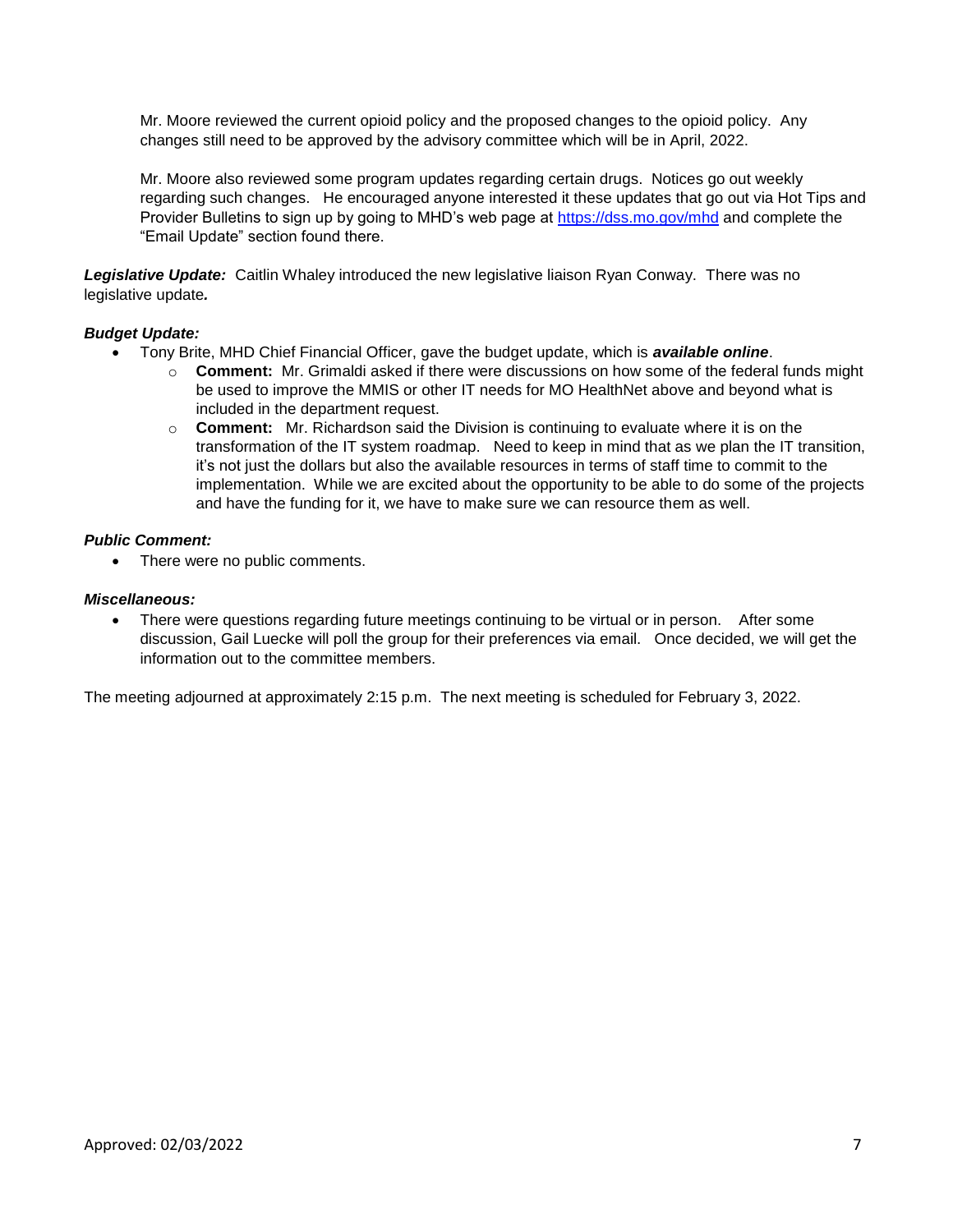Mr. Moore reviewed the current opioid policy and the proposed changes to the opioid policy. Any changes still need to be approved by the advisory committee which will be in April, 2022.

Mr. Moore also reviewed some program updates regarding certain drugs. Notices go out weekly regarding such changes. He encouraged anyone interested it these updates that go out via Hot Tips and Provider Bulletins to sign up by going to MHD's web page at [https://dss.mo.gov/mhd](https://dss.mo.gov/mhd) and complete the "Email Update" section found there.

***Legislative Update:*** Caitlin Whaley introduced the new legislative liaison Ryan Conway. There was no legislative update***.***

***Budget Update:***

- Tony Brite, MHD Chief Financial Officer, gave the budget update, which is ***available online***.
  - **Comment:** Mr. Grimaldi asked if there were discussions on how some of the federal funds might be used to improve the MMIS or other IT needs for MO HealthNet above and beyond what is included in the department request.
  - **Comment:** Mr. Richardson said the Division is continuing to evaluate where it is on the transformation of the IT system roadmap. Need to keep in mind that as we plan the IT transition, it's not just the dollars but also the available resources in terms of staff time to commit to the implementation. While we are excited about the opportunity to be able to do some of the projects and have the funding for it, we have to make sure we can resource them as well.

***Public Comment:***

- There were no public comments.

***Miscellaneous:***

- There were questions regarding future meetings continuing to be virtual or in person. After some discussion, Gail Luecke will poll the group for their preferences via email. Once decided, we will get the information out to the committee members.

The meeting adjourned at approximately 2:15 p.m. The next meeting is scheduled for February 3, 2022.

Approved: 02/03/2022